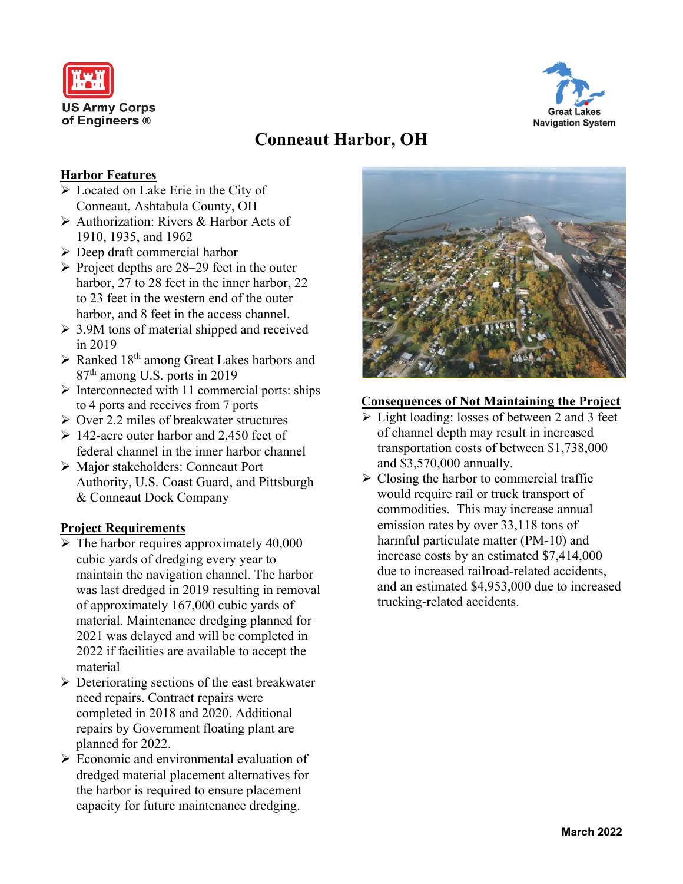US Army Corps of Engineers ®

Great Lakes Navigation System

# Conneaut Harbor, OH

## Harbor Features

- Located on Lake Erie in the City of Conneaut, Ashtabula County, OH
- Authorization: Rivers & Harbor Acts of 1910, 1935, and 1962
- Deep draft commercial harbor
- Project depths are 28–29 feet in the outer harbor, 27 to 28 feet in the inner harbor, 22 to 23 feet in the western end of the outer harbor, and 8 feet in the access channel.
- 3.9M tons of material shipped and received in 2019
- Ranked 18th among Great Lakes harbors and 87th among U.S. ports in 2019
- Interconnected with 11 commercial ports: ships to 4 ports and receives from 7 ports
- Over 2.2 miles of breakwater structures
- 142-acre outer harbor and 2,450 feet of federal channel in the inner harbor channel
- Major stakeholders: Conneaut Port Authority, U.S. Coast Guard, and Pittsburgh & Conneaut Dock Company

## Project Requirements

- The harbor requires approximately 40,000 cubic yards of dredging every year to maintain the navigation channel. The harbor was last dredged in 2019 resulting in removal of approximately 167,000 cubic yards of material. Maintenance dredging planned for 2021 was delayed and will be completed in 2022 if facilities are available to accept the material
- Deteriorating sections of the east breakwater need repairs. Contract repairs were completed in 2018 and 2020. Additional repairs by Government floating plant are planned for 2022.
- Economic and environmental evaluation of dredged material placement alternatives for the harbor is required to ensure placement capacity for future maintenance dredging.

## Consequences of Not Maintaining the Project

- Light loading: losses of between 2 and 3 feet of channel depth may result in increased transportation costs of between $1,738,000 and $3,570,000 annually.
- Closing the harbor to commercial traffic would require rail or truck transport of commodities. This may increase annual emission rates by over 33,118 tons of harmful particulate matter (PM-10) and increase costs by an estimated $7,414,000 due to increased railroad-related accidents, and an estimated $4,953,000 due to increased trucking-related accidents.

March 2022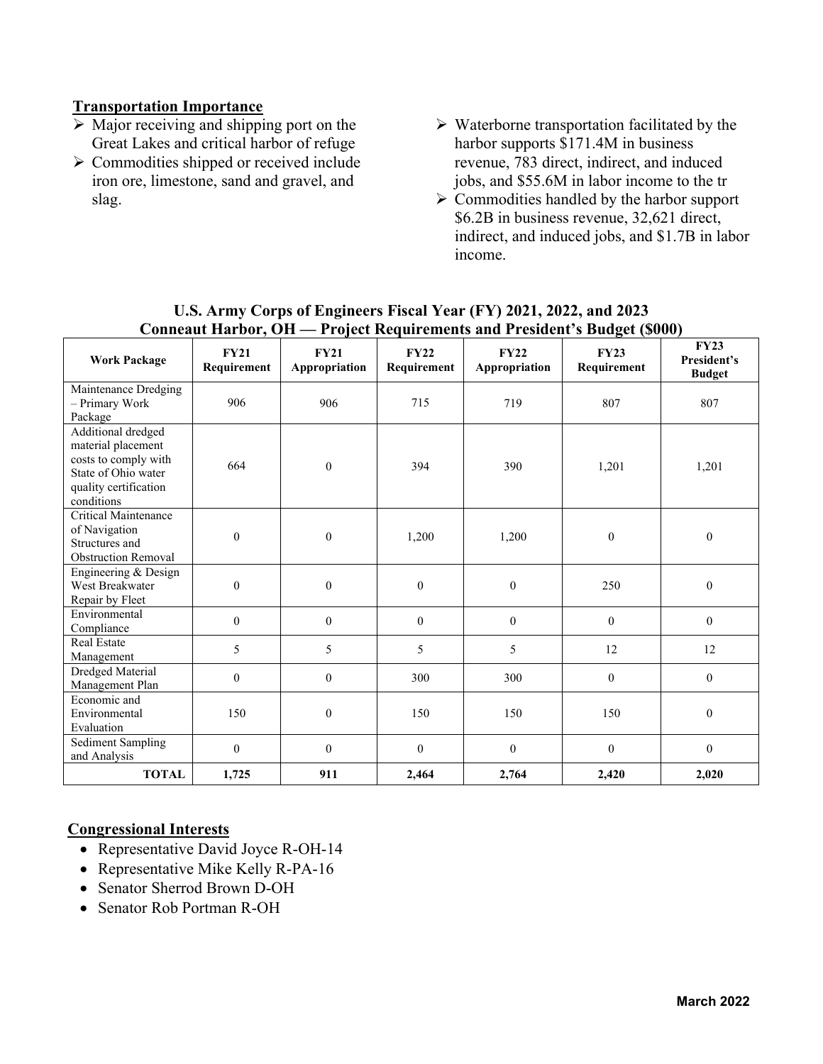## Transportation Importance

- Major receiving and shipping port on the Great Lakes and critical harbor of refuge
- Commodities shipped or received include iron ore, limestone, sand and gravel, and slag.
- Waterborne transportation facilitated by the harbor supports $171.4M in business revenue, 783 direct, indirect, and induced jobs, and $55.6M in labor income to the tr
- Commodities handled by the harbor support $6.2B in business revenue, 32,621 direct, indirect, and induced jobs, and $1.7B in labor income.

**U.S. Army Corps of Engineers Fiscal Year (FY) 2021, 2022, and 2023**
**Conneaut Harbor, OH — Project Requirements and President's Budget ($000)**

| Work Package | FY21 Requirement | FY21 Appropriation | FY22 Requirement | FY22 Appropriation | FY23 Requirement | FY23 President's Budget |
|---|---|---|---|---|---|---|
| Maintenance Dredging – Primary Work Package | 906 | 906 | 715 | 719 | 807 | 807 |
| Additional dredged material placement costs to comply with State of Ohio water quality certification conditions | 664 | 0 | 394 | 390 | 1,201 | 1,201 |
| Critical Maintenance of Navigation Structures and Obstruction Removal | 0 | 0 | 1,200 | 1,200 | 0 | 0 |
| Engineering & Design West Breakwater Repair by Fleet | 0 | 0 | 0 | 0 | 250 | 0 |
| Environmental Compliance | 0 | 0 | 0 | 0 | 0 | 0 |
| Real Estate Management | 5 | 5 | 5 | 5 | 12 | 12 |
| Dredged Material Management Plan | 0 | 0 | 300 | 300 | 0 | 0 |
| Economic and Environmental Evaluation | 150 | 0 | 150 | 150 | 150 | 0 |
| Sediment Sampling and Analysis | 0 | 0 | 0 | 0 | 0 | 0 |
| **TOTAL** | **1,725** | **911** | **2,464** | **2,764** | **2,420** | **2,020** |

## Congressional Interests

- Representative David Joyce R-OH-14
- Representative Mike Kelly R-PA-16
- Senator Sherrod Brown D-OH
- Senator Rob Portman R-OH

**March 2022**